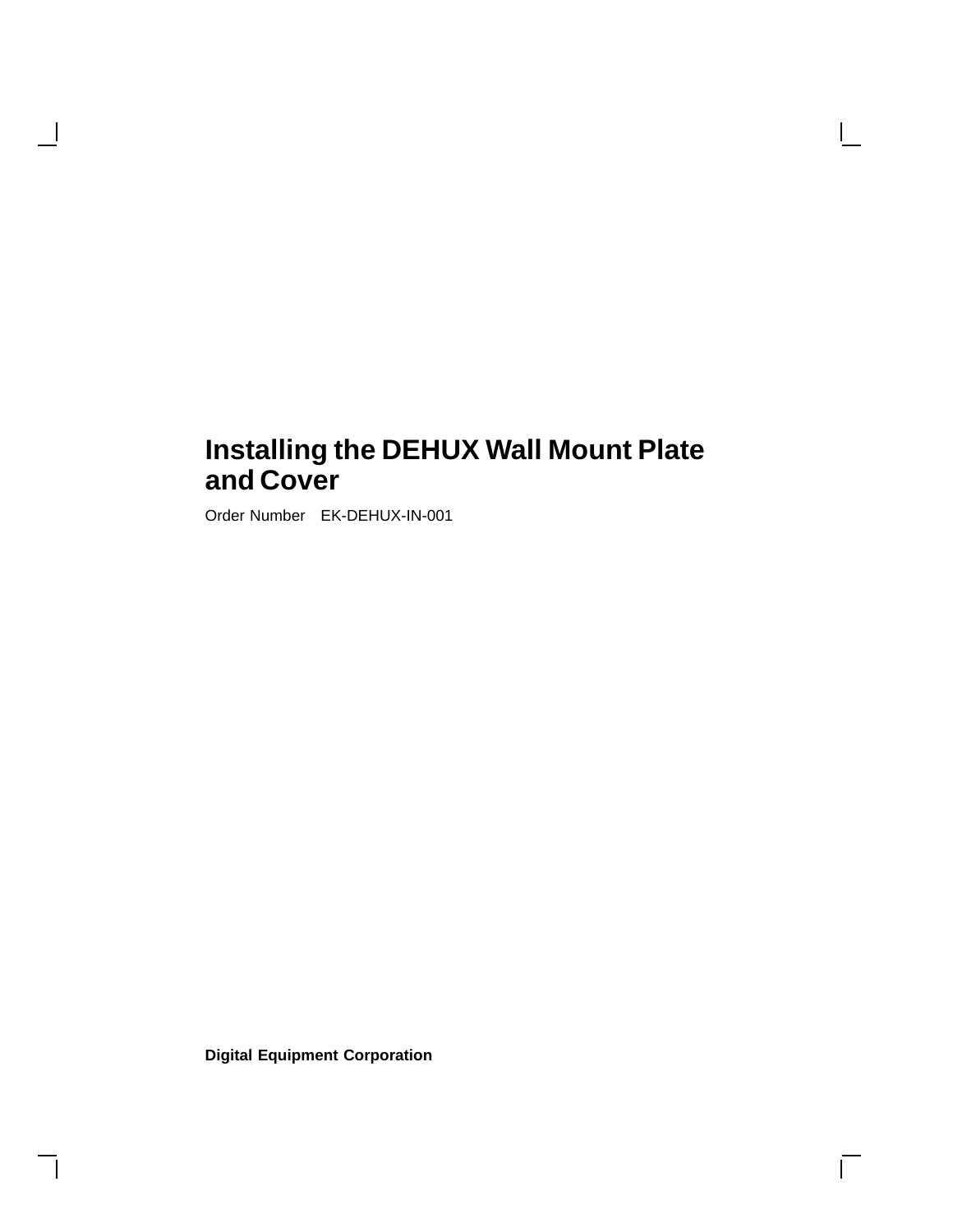# Installing the DEHUX Wall Mount Plate and Cover

Order Number EK-DEHUX-IN-001

**Digital Equipment Corporation**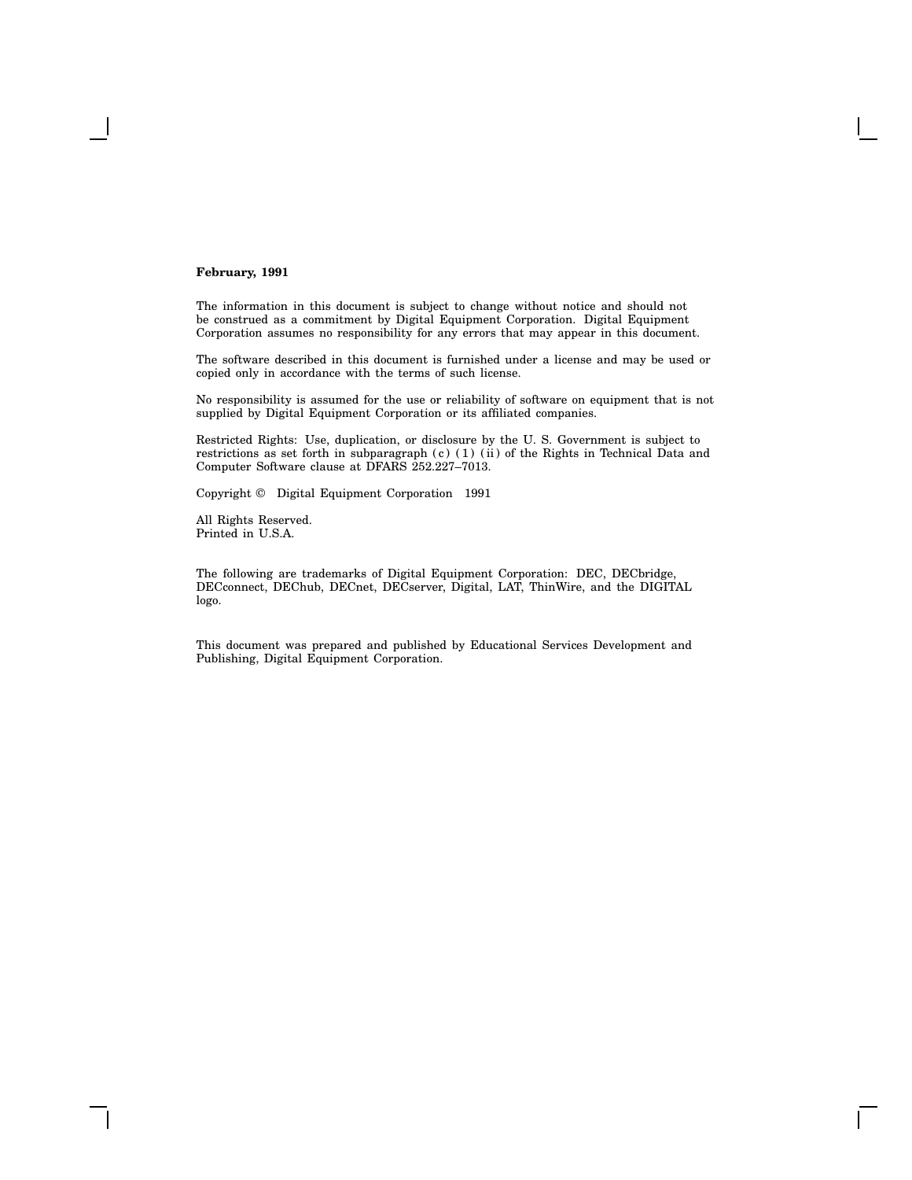**February, 1991**

The information in this document is subject to change without notice and should not be construed as a commitment by Digital Equipment Corporation. Digital Equipment Corporation assumes no responsibility for any errors that may appear in this document.

The software described in this document is furnished under a license and may be used or copied only in accordance with the terms of such license.

No responsibility is assumed for the use or reliability of software on equipment that is not supplied by Digital Equipment Corporation or its affiliated companies.

Restricted Rights: Use, duplication, or disclosure by the U. S. Government is subject to restrictions as set forth in subparagraph (c) (1) (ii) of the Rights in Technical Data and Computer Software clause at DFARS 252.227–7013.

Copyright © Digital Equipment Corporation 1991

All Rights Reserved.
Printed in U.S.A.

The following are trademarks of Digital Equipment Corporation: DEC, DECbridge, DECconnect, DEChub, DECnet, DECserver, Digital, LAT, ThinWire, and the DIGITAL logo.

This document was prepared and published by Educational Services Development and Publishing, Digital Equipment Corporation.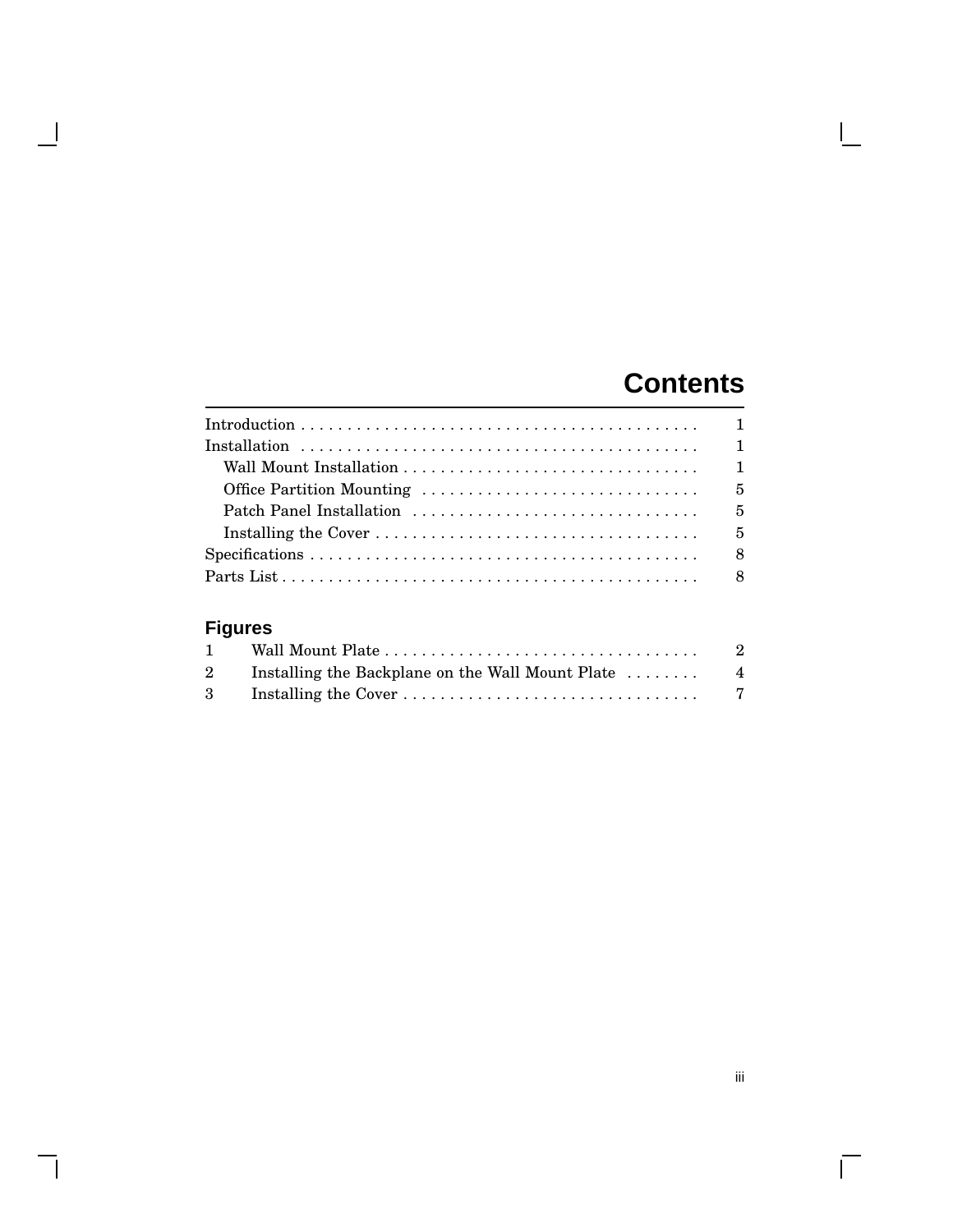# Contents

| | |
|---|---|
| Introduction | 1 |
| Installation | 1 |
| Wall Mount Installation | 1 |
| Office Partition Mounting | 5 |
| Patch Panel Installation | 5 |
| Installing the Cover | 5 |
| Specifications | 8 |
| Parts List | 8 |

## Figures

| | | |
|---|---|---|
| 1 | Wall Mount Plate | 2 |
| 2 | Installing the Backplane on the Wall Mount Plate | 4 |
| 3 | Installing the Cover | 7 |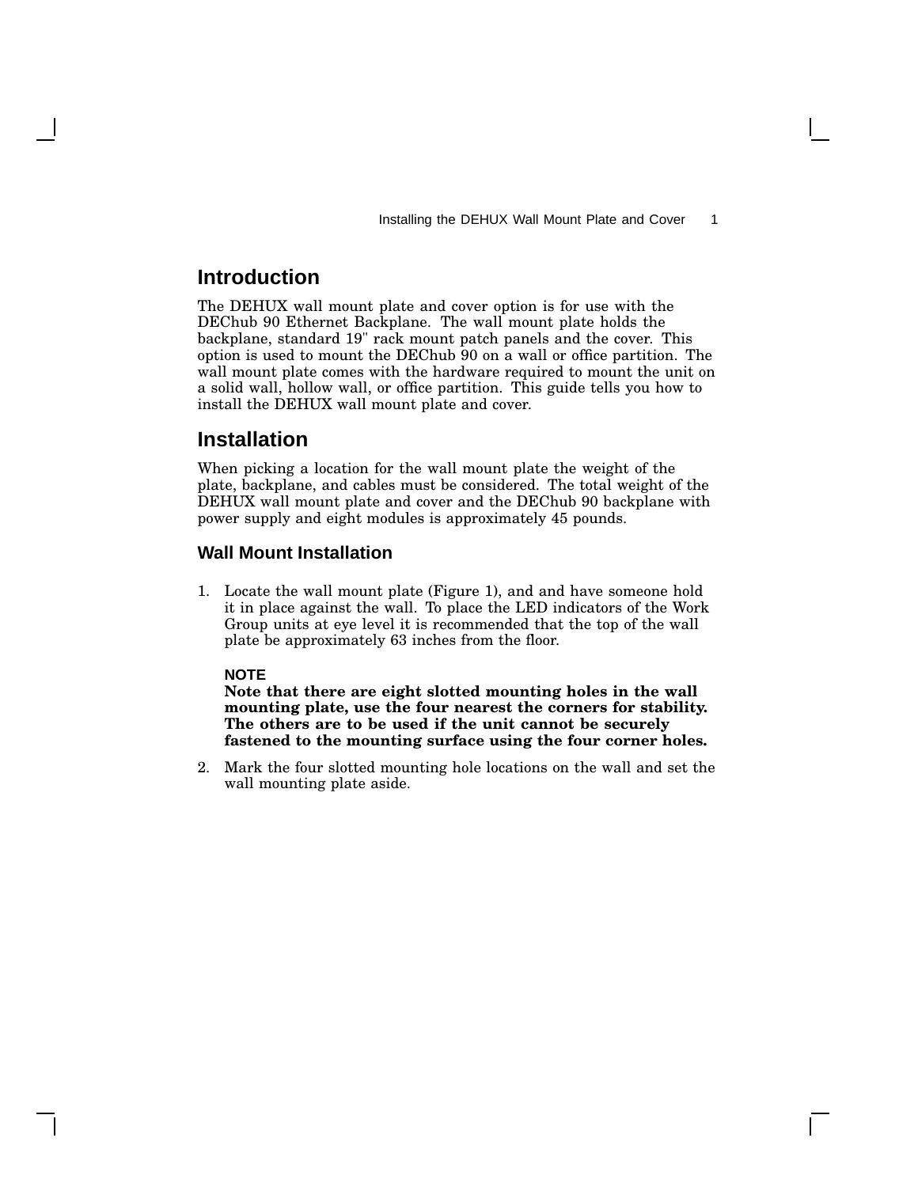## Introduction

The DEHUX wall mount plate and cover option is for use with the DEChub 90 Ethernet Backplane. The wall mount plate holds the backplane, standard 19" rack mount patch panels and the cover. This option is used to mount the DEChub 90 on a wall or office partition. The wall mount plate comes with the hardware required to mount the unit on a solid wall, hollow wall, or office partition. This guide tells you how to install the DEHUX wall mount plate and cover.

## Installation

When picking a location for the wall mount plate the weight of the plate, backplane, and cables must be considered. The total weight of the DEHUX wall mount plate and cover and the DEChub 90 backplane with power supply and eight modules is approximately 45 pounds.

### Wall Mount Installation

1. Locate the wall mount plate (Figure 1), and and have someone hold it in place against the wall. To place the LED indicators of the Work Group units at eye level it is recommended that the top of the wall plate be approximately 63 inches from the floor.

   **NOTE**

   **Note that there are eight slotted mounting holes in the wall mounting plate, use the four nearest the corners for stability. The others are to be used if the unit cannot be securely fastened to the mounting surface using the four corner holes.**

2. Mark the four slotted mounting hole locations on the wall and set the wall mounting plate aside.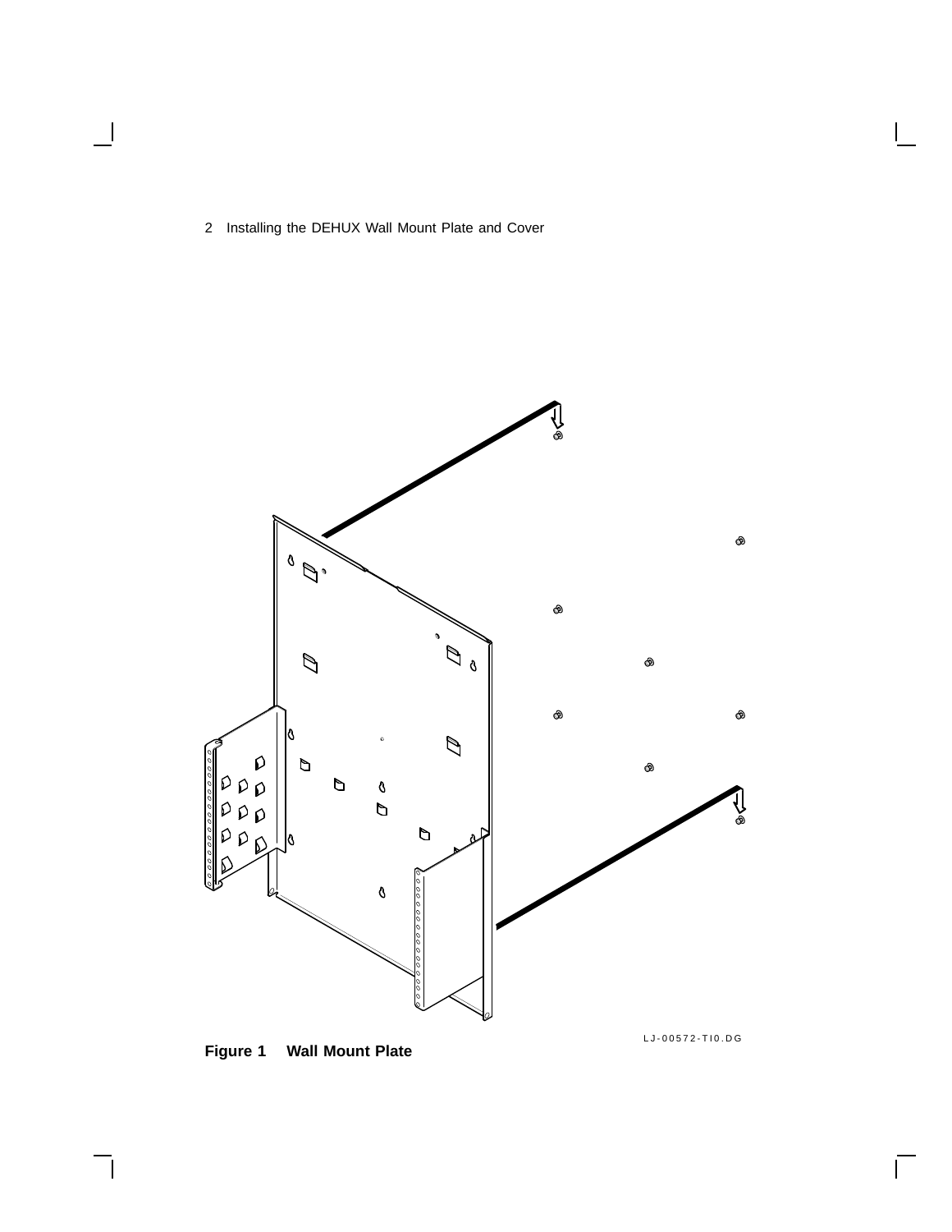LJ-00572-TI0.DG

**Figure 1 Wall Mount Plate**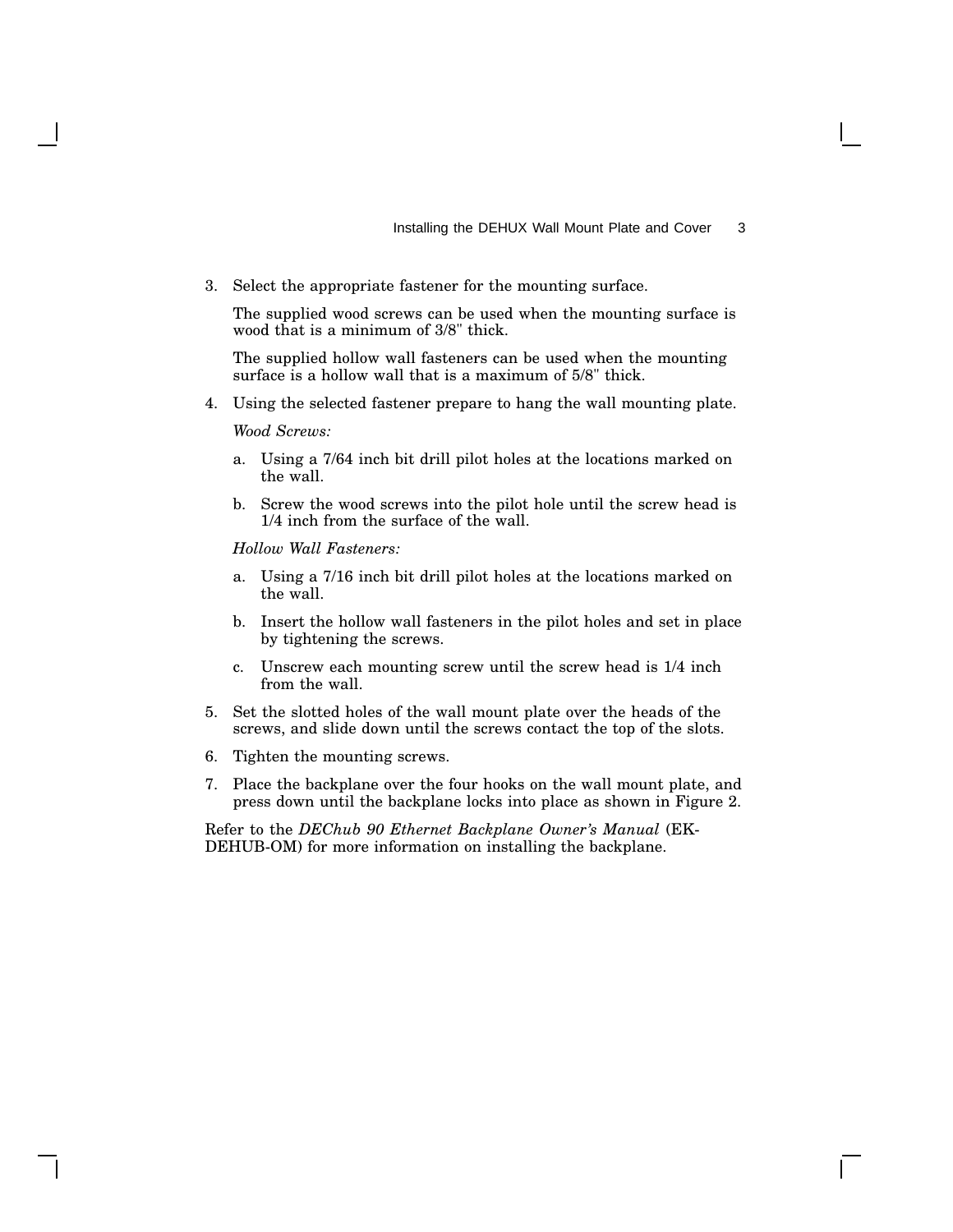3. Select the appropriate fastener for the mounting surface.

   The supplied wood screws can be used when the mounting surface is wood that is a minimum of 3/8" thick.

   The supplied hollow wall fasteners can be used when the mounting surface is a hollow wall that is a maximum of 5/8" thick.

4. Using the selected fastener prepare to hang the wall mounting plate.

   *Wood Screws:*

   a. Using a 7/64 inch bit drill pilot holes at the locations marked on the wall.

   b. Screw the wood screws into the pilot hole until the screw head is 1/4 inch from the surface of the wall.

   *Hollow Wall Fasteners:*

   a. Using a 7/16 inch bit drill pilot holes at the locations marked on the wall.

   b. Insert the hollow wall fasteners in the pilot holes and set in place by tightening the screws.

   c. Unscrew each mounting screw until the screw head is 1/4 inch from the wall.

5. Set the slotted holes of the wall mount plate over the heads of the screws, and slide down until the screws contact the top of the slots.

6. Tighten the mounting screws.

7. Place the backplane over the four hooks on the wall mount plate, and press down until the backplane locks into place as shown in Figure 2.

Refer to the *DEChub 90 Ethernet Backplane Owner's Manual* (EK-DEHUB-OM) for more information on installing the backplane.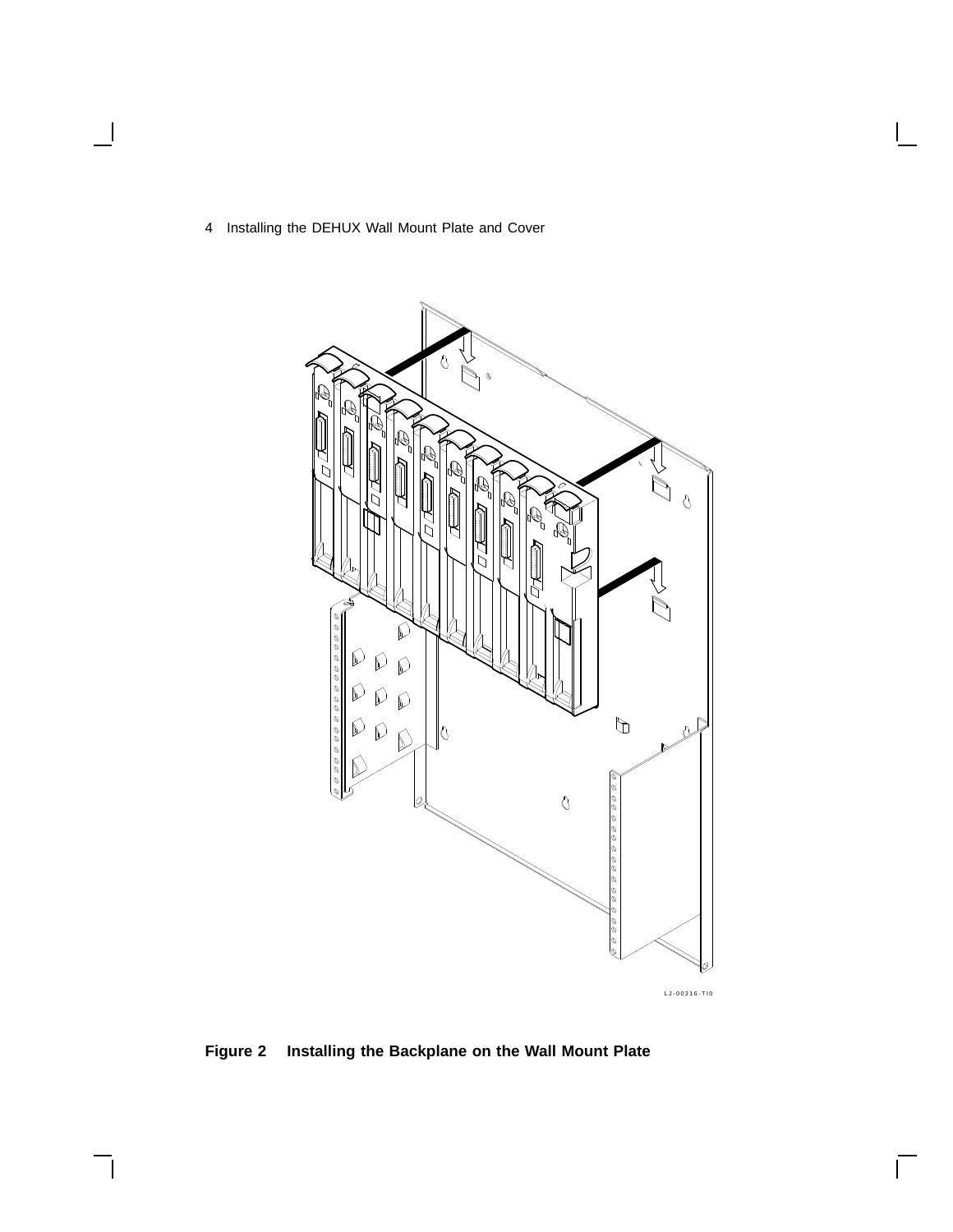LJ-00316-TI0

**Figure 2 Installing the Backplane on the Wall Mount Plate**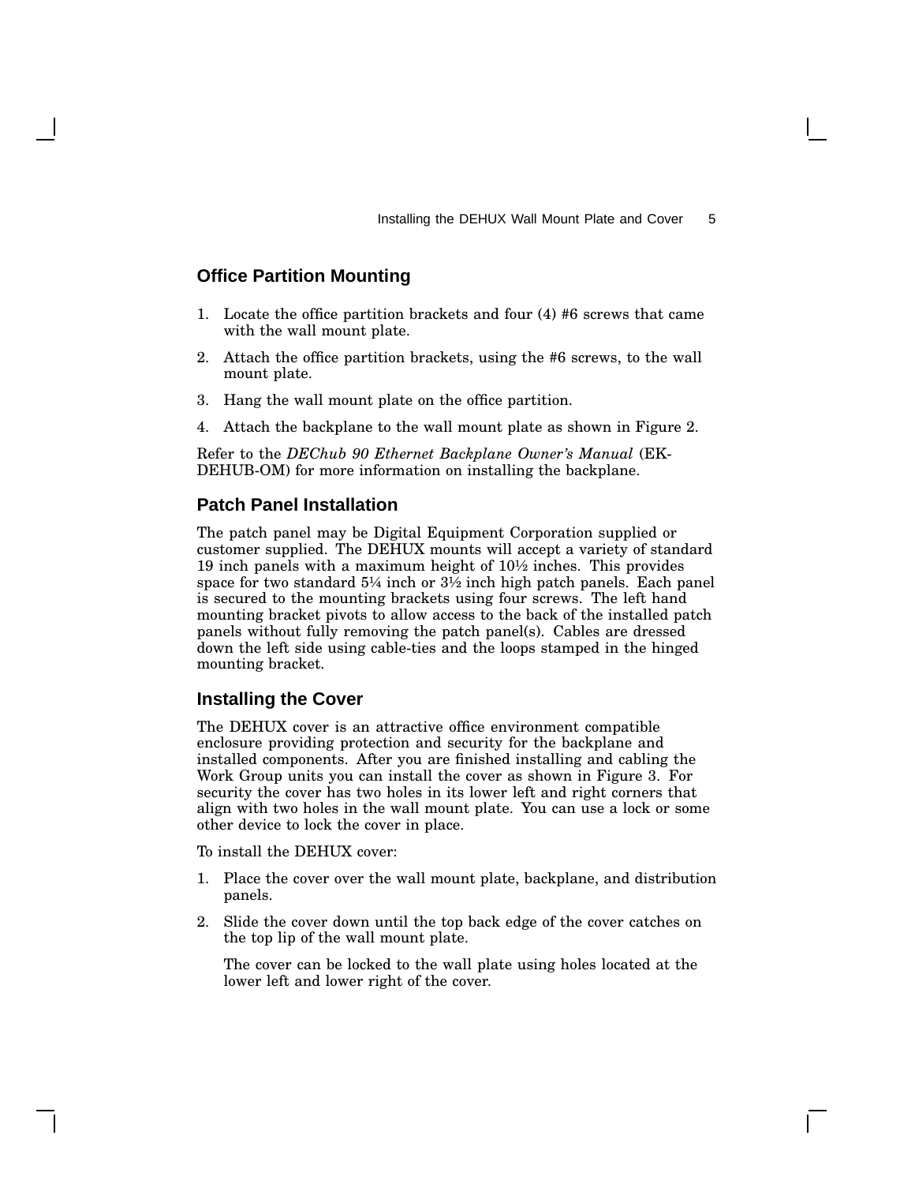## Office Partition Mounting

1. Locate the office partition brackets and four (4) #6 screws that came with the wall mount plate.
2. Attach the office partition brackets, using the #6 screws, to the wall mount plate.
3. Hang the wall mount plate on the office partition.
4. Attach the backplane to the wall mount plate as shown in Figure 2.

Refer to the *DEChub 90 Ethernet Backplane Owner's Manual* (EK-DEHUB-OM) for more information on installing the backplane.

## Patch Panel Installation

The patch panel may be Digital Equipment Corporation supplied or customer supplied. The DEHUX mounts will accept a variety of standard 19 inch panels with a maximum height of 10½ inches. This provides space for two standard 5¼ inch or 3½ inch high patch panels. Each panel is secured to the mounting brackets using four screws. The left hand mounting bracket pivots to allow access to the back of the installed patch panels without fully removing the patch panel(s). Cables are dressed down the left side using cable-ties and the loops stamped in the hinged mounting bracket.

## Installing the Cover

The DEHUX cover is an attractive office environment compatible enclosure providing protection and security for the backplane and installed components. After you are finished installing and cabling the Work Group units you can install the cover as shown in Figure 3. For security the cover has two holes in its lower left and right corners that align with two holes in the wall mount plate. You can use a lock or some other device to lock the cover in place.

To install the DEHUX cover:

1. Place the cover over the wall mount plate, backplane, and distribution panels.
2. Slide the cover down until the top back edge of the cover catches on the top lip of the wall mount plate.

   The cover can be locked to the wall plate using holes located at the lower left and lower right of the cover.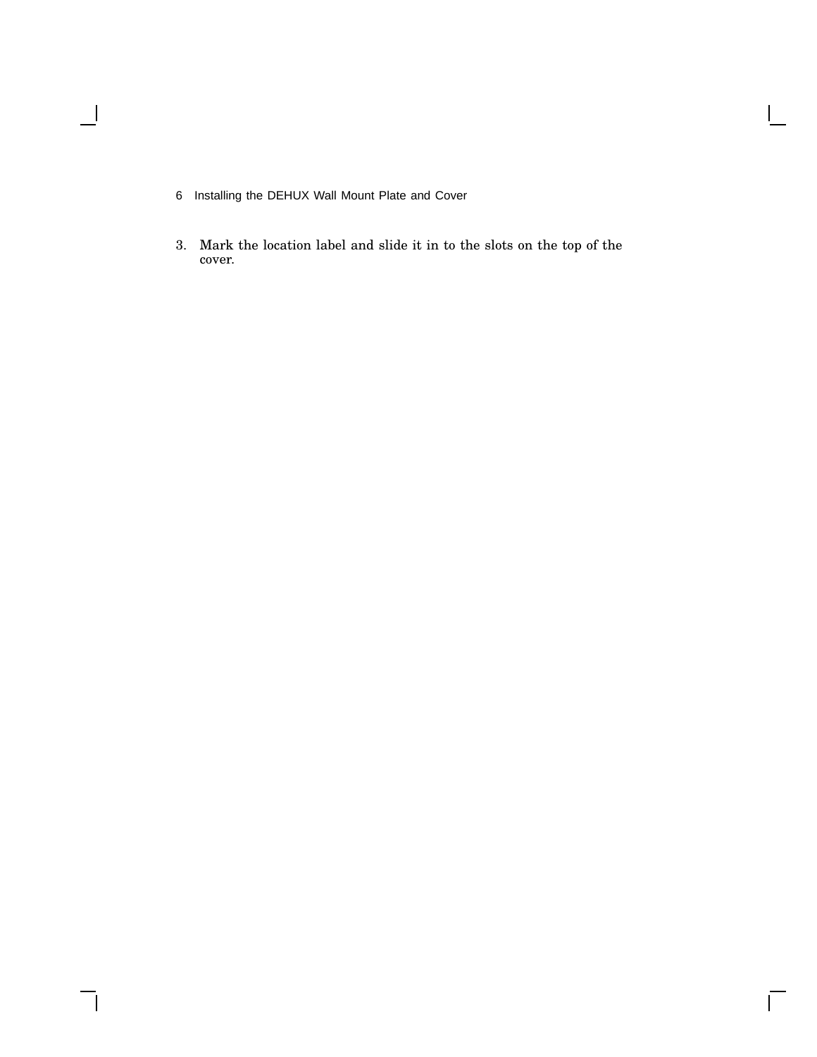3. Mark the location label and slide it in to the slots on the top of the cover.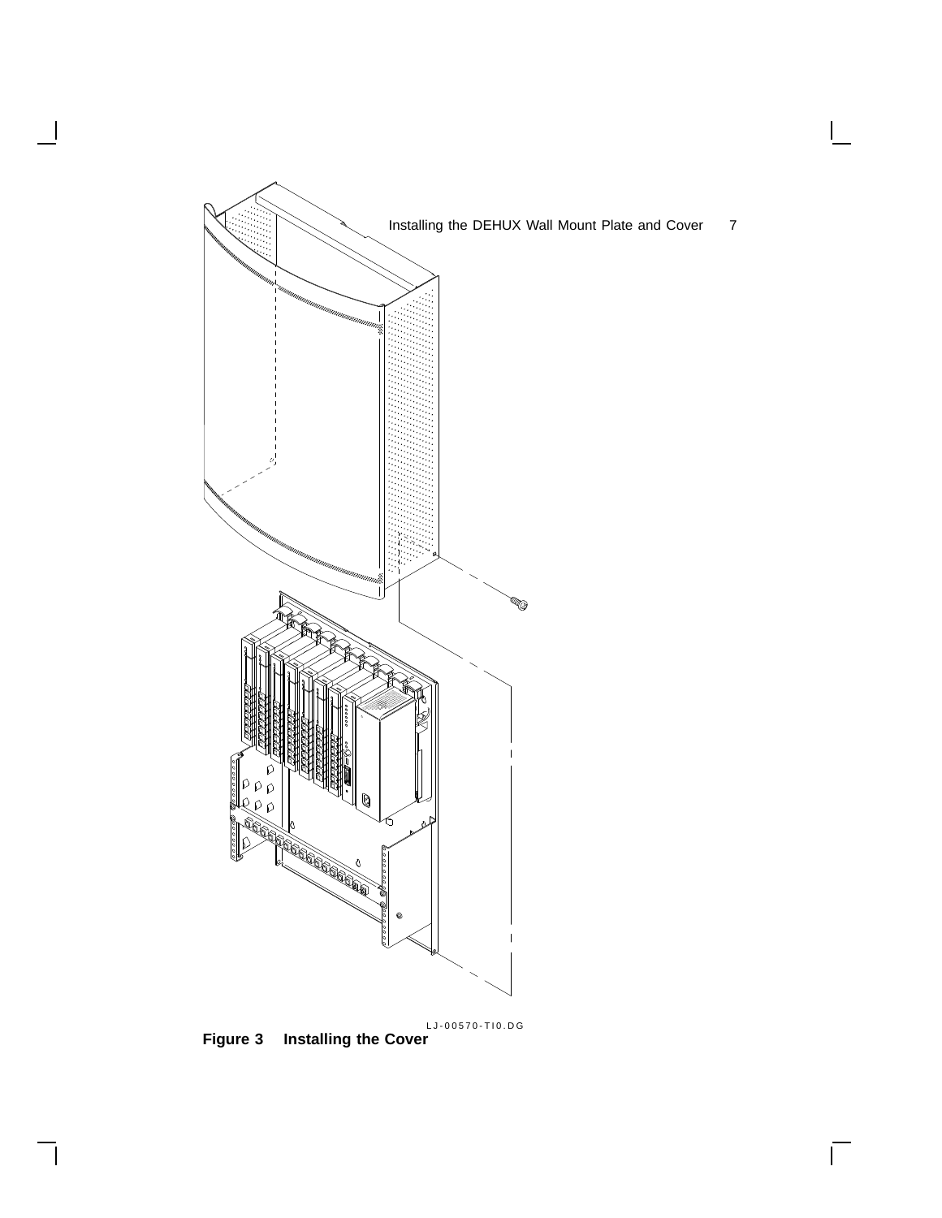LJ-00570-TI0.DG

**Figure 3 Installing the Cover**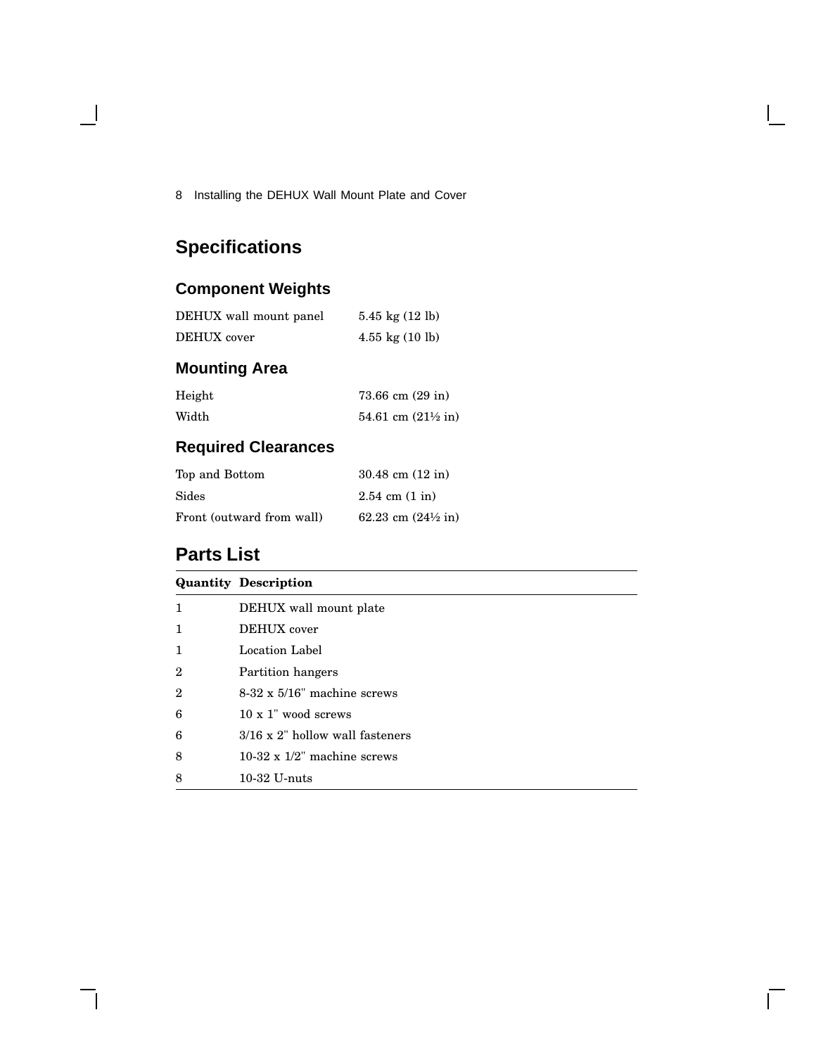## Specifications

### Component Weights

| | |
|---|---|
| DEHUX wall mount panel | 5.45 kg (12 lb) |
| DEHUX cover | 4.55 kg (10 lb) |

### Mounting Area

| | |
|---|---|
| Height | 73.66 cm (29 in) |
| Width | 54.61 cm (21½ in) |

### Required Clearances

| | |
|---|---|
| Top and Bottom | 30.48 cm (12 in) |
| Sides | 2.54 cm (1 in) |
| Front (outward from wall) | 62.23 cm (24½ in) |

## Parts List

| Quantity | Description |
|---|---|
| 1 | DEHUX wall mount plate |
| 1 | DEHUX cover |
| 1 | Location Label |
| 2 | Partition hangers |
| 2 | 8-32 x 5/16" machine screws |
| 6 | 10 x 1" wood screws |
| 6 | 3/16 x 2" hollow wall fasteners |
| 8 | 10-32 x 1/2" machine screws |
| 8 | 10-32 U-nuts |